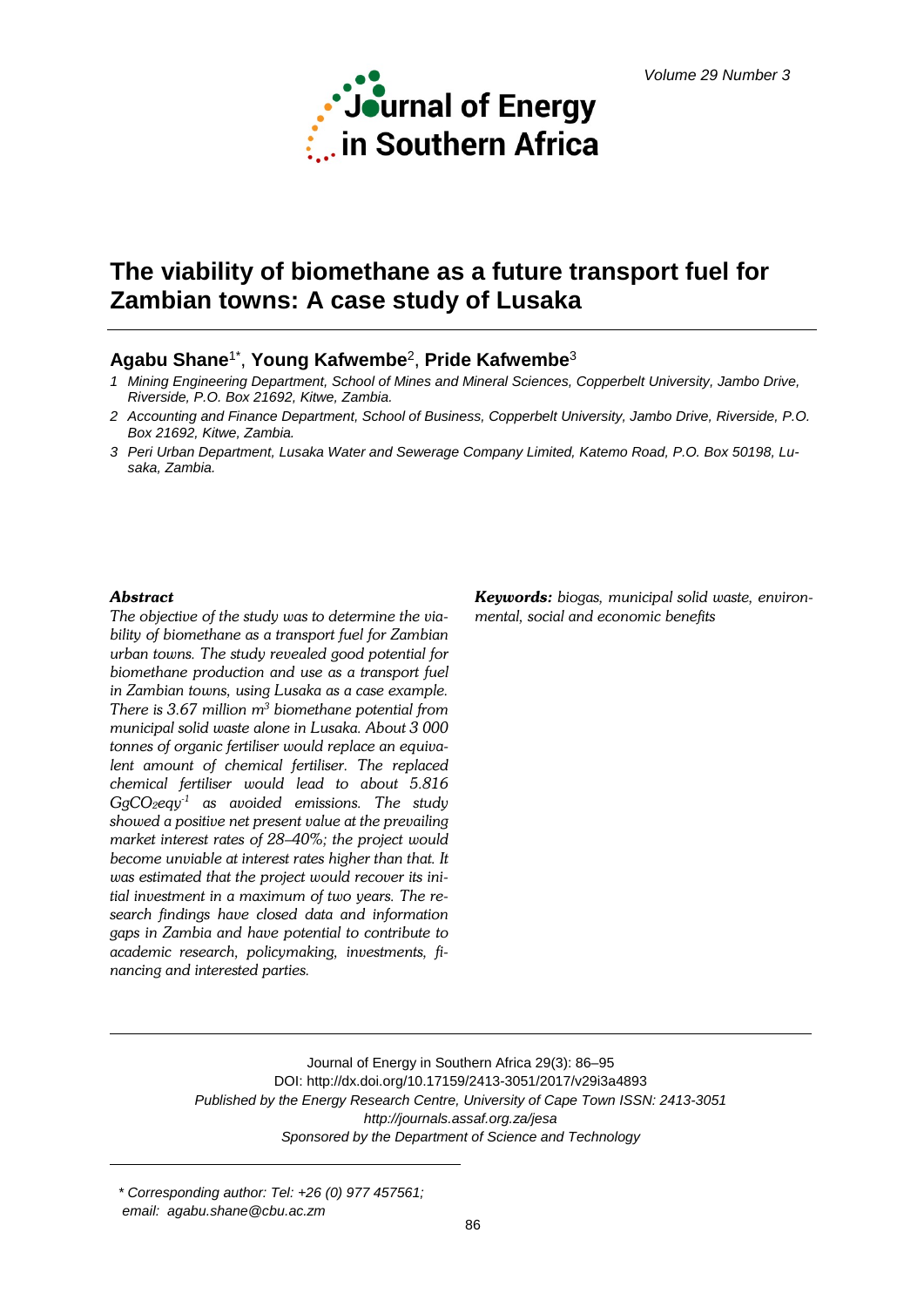# The viability of biomethane as a future transport fuel for Zambian towns: A case study of Lusaka

**Agabu Shane**[1*], **Young Kafwembe**[2], **Pride Kafwembe**[3]

*1 Mining Engineering Department, School of Mines and Mineral Sciences, Copperbelt University, Jambo Drive, Riverside, P.O. Box 21692, Kitwe, Zambia.*

*2 Accounting and Finance Department, School of Business, Copperbelt University, Jambo Drive, Riverside, P.O. Box 21692, Kitwe, Zambia.*

*3 Peri Urban Department, Lusaka Water and Sewerage Company Limited, Katemo Road, P.O. Box 50198, Lusaka, Zambia.*

***Abstract***

*The objective of the study was to determine the viability of biomethane as a transport fuel for Zambian urban towns. The study revealed good potential for biomethane production and use as a transport fuel in Zambian towns, using Lusaka as a case example. There is 3.67 million $m^3$ biomethane potential from municipal solid waste alone in Lusaka. About 3 000 tonnes of organic fertiliser would replace an equivalent amount of chemical fertiliser. The replaced chemical fertiliser would lead to about 5.816 $GgCO_2eqy^{-1}$ as avoided emissions. The study showed a positive net present value at the prevailing market interest rates of 28–40%; the project would become unviable at interest rates higher than that. It was estimated that the project would recover its initial investment in a maximum of two years. The research findings have closed data and information gaps in Zambia and have potential to contribute to academic research, policymaking, investments, financing and interested parties.*

***Keywords:*** *biogas, municipal solid waste, environmental, social and economic benefits*

Journal of Energy in Southern Africa 29(3): 86–95
DOI: http://dx.doi.org/10.17159/2413-3051/2017/v29i3a4893
*Published by the Energy Research Centre, University of Cape Town ISSN: 2413-3051*
*http://journals.assaf.org.za/jesa*
*Sponsored by the Department of Science and Technology*

*\* Corresponding author: Tel: +26 (0) 977 457561;*
*email: agabu.shane@cbu.ac.zm*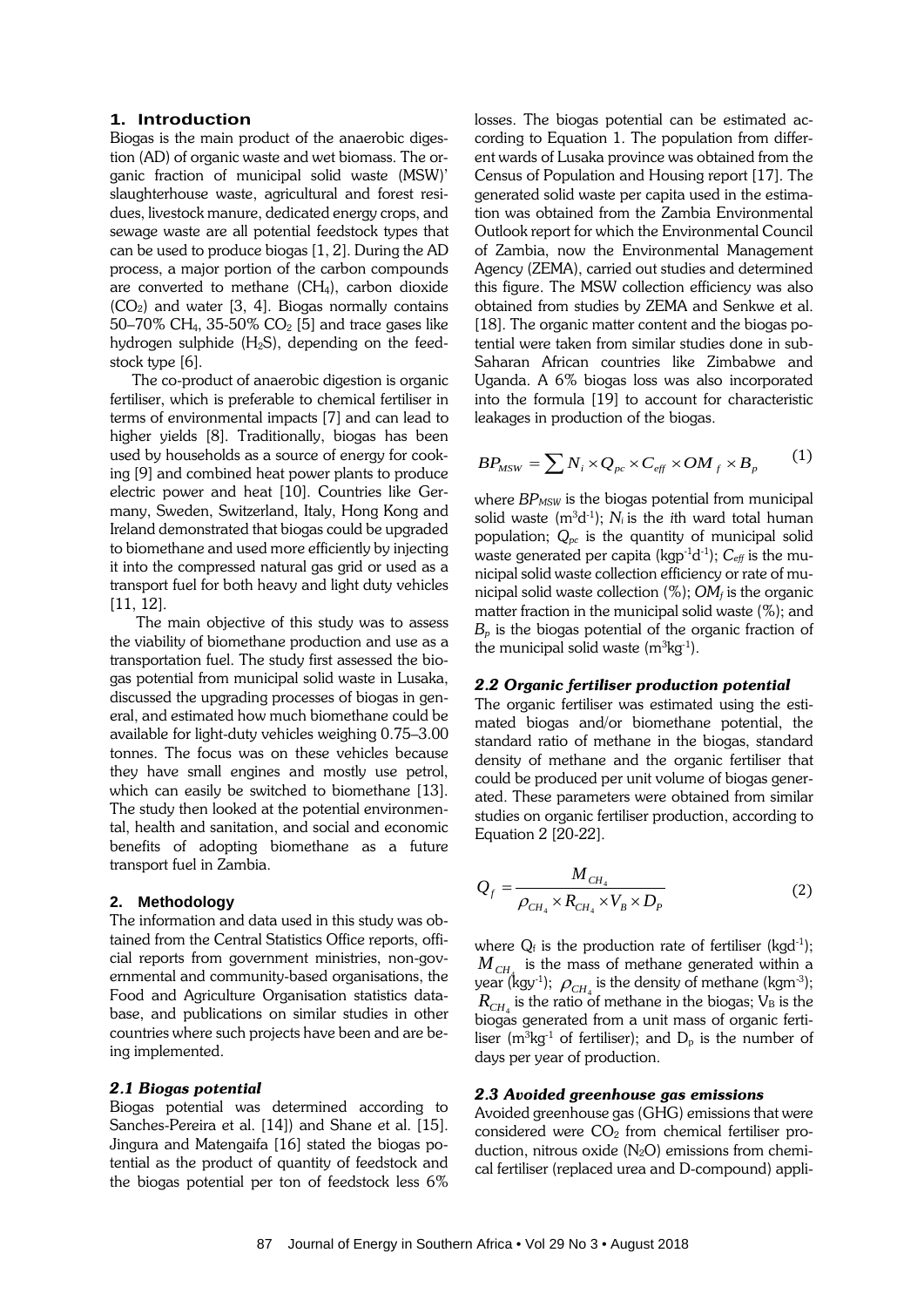## 1. Introduction

Biogas is the main product of the anaerobic digestion (AD) of organic waste and wet biomass. The organic fraction of municipal solid waste (MSW)' slaughterhouse waste, agricultural and forest residues, livestock manure, dedicated energy crops, and sewage waste are all potential feedstock types that can be used to produce biogas [1, 2]. During the AD process, a major portion of the carbon compounds are converted to methane ($CH_4$), carbon dioxide ($CO_2$) and water [3, 4]. Biogas normally contains 50–70% $CH_4$, 35-50% $CO_2$ [5] and trace gases like hydrogen sulphide ($H_2S$), depending on the feedstock type [6].

The co-product of anaerobic digestion is organic fertiliser, which is preferable to chemical fertiliser in terms of environmental impacts [7] and can lead to higher yields [8]. Traditionally, biogas has been used by households as a source of energy for cooking [9] and combined heat power plants to produce electric power and heat [10]. Countries like Germany, Sweden, Switzerland, Italy, Hong Kong and Ireland demonstrated that biogas could be upgraded to biomethane and used more efficiently by injecting it into the compressed natural gas grid or used as a transport fuel for both heavy and light duty vehicles [11, 12].

The main objective of this study was to assess the viability of biomethane production and use as a transportation fuel. The study first assessed the biogas potential from municipal solid waste in Lusaka, discussed the upgrading processes of biogas in general, and estimated how much biomethane could be available for light-duty vehicles weighing 0.75–3.00 tonnes. The focus was on these vehicles because they have small engines and mostly use petrol, which can easily be switched to biomethane [13]. The study then looked at the potential environmental, health and sanitation, and social and economic benefits of adopting biomethane as a future transport fuel in Zambia.

## 2. Methodology

The information and data used in this study was obtained from the Central Statistics Office reports, official reports from government ministries, non-governmental and community-based organisations, the Food and Agriculture Organisation statistics database, and publications on similar studies in other countries where such projects have been and are being implemented.

### 2.1 Biogas potential

Biogas potential was determined according to Sanches-Pereira et al. [14]) and Shane et al. [15]. Jingura and Matengaifa [16] stated the biogas potential as the product of quantity of feedstock and the biogas potential per ton of feedstock less 6% losses. The biogas potential can be estimated according to Equation 1. The population from different wards of Lusaka province was obtained from the Census of Population and Housing report [17]. The generated solid waste per capita used in the estimation was obtained from the Zambia Environmental Outlook report for which the Environmental Council of Zambia, now the Environmental Management Agency (ZEMA), carried out studies and determined this figure. The MSW collection efficiency was also obtained from studies by ZEMA and Senkwe et al. [18]. The organic matter content and the biogas potential were taken from similar studies done in sub-Saharan African countries like Zimbabwe and Uganda. A 6% biogas loss was also incorporated into the formula [19] to account for characteristic leakages in production of the biogas.

$$BP_{MSW} = \sum N_i \times Q_{pc} \times C_{eff} \times OM_f \times B_p \qquad (1)$$

where $BP_{MSW}$ is the biogas potential from municipal solid waste ($m^3d^{-1}$); $N_i$ is the *i*th ward total human population; $Q_{pc}$ is the quantity of municipal solid waste generated per capita ($kgp^{-1}d^{-1}$); $C_{eff}$ is the municipal solid waste collection efficiency or rate of municipal solid waste collection (%); $OM_f$ is the organic matter fraction in the municipal solid waste (%); and $B_p$ is the biogas potential of the organic fraction of the municipal solid waste ($m^3kg^{-1}$).

### 2.2 Organic fertiliser production potential

The organic fertiliser was estimated using the estimated biogas and/or biomethane potential, the standard ratio of methane in the biogas, standard density of methane and the organic fertiliser that could be produced per unit volume of biogas generated. These parameters were obtained from similar studies on organic fertiliser production, according to Equation 2 [20-22].

$$Q_f = \frac{M_{CH_4}}{\rho_{CH_4} \times R_{CH_4} \times V_B \times D_P} \qquad (2)$$

where $Q_f$ is the production rate of fertiliser ($kgd^{-1}$); $M_{CH_4}$ is the mass of methane generated within a year ($kgy^{-1}$); $\rho_{CH_4}$ is the density of methane ($kgm^{-3}$); $R_{CH_4}$ is the ratio of methane in the biogas; $V_B$ is the biogas generated from a unit mass of organic fertiliser ($m^3kg^{-1}$ of fertiliser); and $D_p$ is the number of days per year of production.

### 2.3 Avoided greenhouse gas emissions

Avoided greenhouse gas (GHG) emissions that were considered were $CO_2$ from chemical fertiliser production, nitrous oxide ($N_2O$) emissions from chemical fertiliser (replaced urea and D-compound) appli-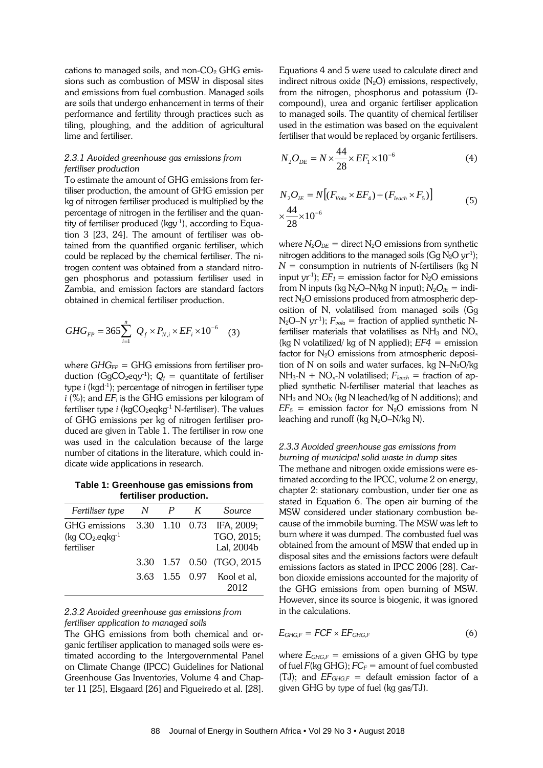cations to managed soils, and non-$CO_2$ GHG emissions such as combustion of MSW in disposal sites and emissions from fuel combustion. Managed soils are soils that undergo enhancement in terms of their performance and fertility through practices such as tiling, ploughing, and the addition of agricultural lime and fertiliser.

### *2.3.1 Avoided greenhouse gas emissions from fertiliser production*

To estimate the amount of GHG emissions from fertiliser production, the amount of GHG emission per kg of nitrogen fertiliser produced is multiplied by the percentage of nitrogen in the fertiliser and the quantity of fertiliser produced ($kgy^{-1}$), according to Equation 3 [23, 24]. The amount of fertiliser was obtained from the quantified organic fertiliser, which could be replaced by the chemical fertiliser. The nitrogen content was obtained from a standard nitrogen phosphorus and potassium fertiliser used in Zambia, and emission factors are standard factors obtained in chemical fertiliser production.

$$GHG_{FP} = 365\sum_{i=1}^{n} Q_f \times P_{N,i} \times EF_i \times 10^{-6} \quad (3)$$

where $GHG_{FP}$ = GHG emissions from fertiliser production ($GgCO_2eqy^{-1}$); $Q_f$ = quantitate of fertiliser type $i$ ($kgd^{-1}$); percentage of nitrogen in fertiliser type $i$ (%); and $EF_i$ is the GHG emissions per kilogram of fertiliser type $i$ ($kgCO_2eqkg^{-1}$ N-fertiliser). The values of GHG emissions per kg of nitrogen fertiliser produced are given in Table 1. The fertiliser in row one was used in the calculation because of the large number of citations in the literature, which could indicate wide applications in research.

**Table 1: Greenhouse gas emissions from fertiliser production.**

| *Fertiliser type* | *N* | *P* | *K* | *Source* |
|---|---|---|---|---|
| GHG emissions (kg $CO_2$-eqkg$^{-1}$ fertiliser | 3.30 | 1.10 | 0.73 | IFA, 2009; TGO, 2015; Lal, 2004b |
| | 3.30 | 1.57 | 0.50 | (TGO, 2015 |
| | 3.63 | 1.55 | 0.97 | Kool et al, 2012 |

### *2.3.2 Avoided greenhouse gas emissions from fertiliser application to managed soils*

The GHG emissions from both chemical and organic fertiliser application to managed soils were estimated according to the Intergovernmental Panel on Climate Change (IPCC) Guidelines for National Greenhouse Gas Inventories, Volume 4 and Chapter 11 [25], Elsgaard [26] and Figueiredo et al. [28]. Equations 4 and 5 were used to calculate direct and indirect nitrous oxide ($N_2O$) emissions, respectively, from the nitrogen, phosphorus and potassium (D-compound), urea and organic fertiliser application to managed soils. The quantity of chemical fertiliser used in the estimation was based on the equivalent fertiliser that would be replaced by organic fertilisers.

$$N_2O_{DE} = N \times \frac{44}{28} \times EF_1 \times 10^{-6} \quad (4)$$

$$N_2O_{IE} = N\left[(F_{Vola} \times EF_4) + (F_{leach} \times F_5)\right] \times \frac{44}{28} \times 10^{-6} \quad (5)$$

where $N_2O_{DE}$ = direct $N_2O$ emissions from synthetic nitrogen additions to the managed soils (Gg $N_2O$ $yr^{-1}$); $N$ = consumption in nutrients of N-fertilisers (kg N input $yr^{-1}$); $EF_1$ = emission factor for $N_2O$ emissions from N inputs (kg $N_2O$–N/kg N input); $N_2O_{IE}$ = indirect $N_2O$ emissions produced from atmospheric deposition of N, volatilised from managed soils (Gg $N_2O$–N $yr^{-1}$); $F_{vola}$ = fraction of applied synthetic N-fertiliser materials that volatilises as $NH_3$ and $NO_x$ (kg N volatilized/ kg of N applied); $EF4$ = emission factor for $N_2O$ emissions from atmospheric deposition of N on soils and water surfaces, kg N–$N_2O$/kg $NH_3$-N + $NO_x$-N volatilised; $F_{leach}$ = fraction of applied synthetic N-fertiliser material that leaches as $NH_3$ and $NO_X$ (kg N leached/kg of N additions); and $EF_5$ = emission factor for $N_2O$ emissions from N leaching and runoff (kg $N_2O$–N/kg N).

### *2.3.3 Avoided greenhouse gas emissions from burning of municipal solid waste in dump sites*

The methane and nitrogen oxide emissions were estimated according to the IPCC, volume 2 on energy, chapter 2: stationary combustion, under tier one as stated in Equation 6. The open air burning of the MSW considered under stationary combustion because of the immobile burning. The MSW was left to burn where it was dumped. The combusted fuel was obtained from the amount of MSW that ended up in disposal sites and the emissions factors were default emissions factors as stated in IPCC 2006 [28]. Carbon dioxide emissions accounted for the majority of the GHG emissions from open burning of MSW. However, since its source is biogenic, it was ignored in the calculations.

$$E_{GHG,F} = FCF \times EF_{GHG,F} \quad (6)$$

where $E_{GHG,F}$ = emissions of a given GHG by type of fuel $F$(kg GHG); $FC_F$ = amount of fuel combusted (TJ); and $EF_{GHG,F}$ = default emission factor of a given GHG by type of fuel (kg gas/TJ).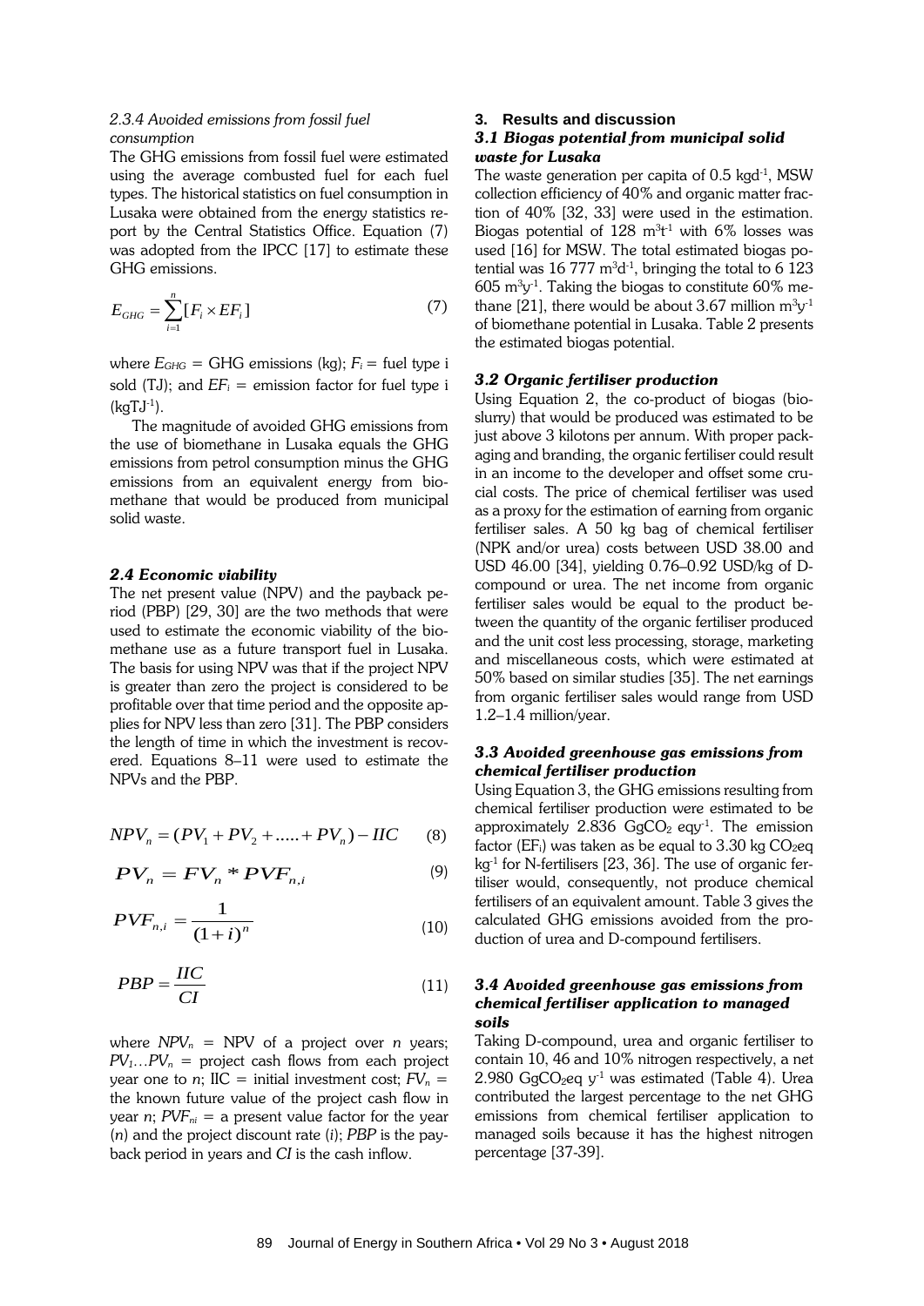#### 2.3.4 Avoided emissions from fossil fuel consumption

The GHG emissions from fossil fuel were estimated using the average combusted fuel for each fuel types. The historical statistics on fuel consumption in Lusaka were obtained from the energy statistics report by the Central Statistics Office. Equation (7) was adopted from the IPCC [17] to estimate these GHG emissions.

$$E_{GHG} = \sum_{i=1}^{n} [F_i \times EF_i] \tag{7}$$

where $E_{GHG}$ = GHG emissions (kg); $F_i$ = fuel type i sold (TJ); and $EF_i$ = emission factor for fuel type i ($kgTJ^{-1}$).

The magnitude of avoided GHG emissions from the use of biomethane in Lusaka equals the GHG emissions from petrol consumption minus the GHG emissions from an equivalent energy from biomethane that would be produced from municipal solid waste.

### 2.4 Economic viability

The net present value (NPV) and the payback period (PBP) [29, 30] are the two methods that were used to estimate the economic viability of the biomethane use as a future transport fuel in Lusaka. The basis for using NPV was that if the project NPV is greater than zero the project is considered to be profitable over that time period and the opposite applies for NPV less than zero [31]. The PBP considers the length of time in which the investment is recovered. Equations 8–11 were used to estimate the NPVs and the PBP.

$$NPV_n = (PV_1 + PV_2 + ..... + PV_n) - IIC \tag{8}$$

$$PV_n = FV_n * PVF_{n,i} \tag{9}$$

$$PVF_{n,i} = \frac{1}{(1+i)^n} \tag{10}$$

$$PBP = \frac{IIC}{CI} \tag{11}$$

where $NPV_n$ = NPV of a project over *n* years; $PV_1 \ldots PV_n$ = project cash flows from each project year one to *n*; IIC = initial investment cost; $FV_n$ = the known future value of the project cash flow in year *n*; $PVF_{ni}$ = a present value factor for the year (*n*) and the project discount rate (*i*); *PBP* is the payback period in years and *CI* is the cash inflow.

## 3. Results and discussion

### 3.1 Biogas potential from municipal solid waste for Lusaka

The waste generation per capita of 0.5 $kgd^{-1}$, MSW collection efficiency of 40% and organic matter fraction of 40% [32, 33] were used in the estimation. Biogas potential of 128 $m^3t^{-1}$ with 6% losses was used [16] for MSW. The total estimated biogas potential was 16 777 $m^3d^{-1}$, bringing the total to 6 123 605 $m^3y^{-1}$. Taking the biogas to constitute 60% methane [21], there would be about 3.67 million $m^3y^{-1}$ of biomethane potential in Lusaka. Table 2 presents the estimated biogas potential.

### 3.2 Organic fertiliser production

Using Equation 2, the co-product of biogas (bioslurry) that would be produced was estimated to be just above 3 kilotons per annum. With proper packaging and branding, the organic fertiliser could result in an income to the developer and offset some crucial costs. The price of chemical fertiliser was used as a proxy for the estimation of earning from organic fertiliser sales. A 50 kg bag of chemical fertiliser (NPK and/or urea) costs between USD 38.00 and USD 46.00 [34], yielding 0.76–0.92 USD/kg of D-compound or urea. The net income from organic fertiliser sales would be equal to the product between the quantity of the organic fertiliser produced and the unit cost less processing, storage, marketing and miscellaneous costs, which were estimated at 50% based on similar studies [35]. The net earnings from organic fertiliser sales would range from USD 1.2–1.4 million/year.

### 3.3 Avoided greenhouse gas emissions from chemical fertiliser production

Using Equation 3, the GHG emissions resulting from chemical fertiliser production were estimated to be approximately 2.836 $GgCO_2$ $eqy^{-1}$. The emission factor ($EF_i$) was taken as be equal to 3.30 kg $CO_2eq$ $kg^{-1}$ for N-fertilisers [23, 36]. The use of organic fertiliser would, consequently, not produce chemical fertilisers of an equivalent amount. Table 3 gives the calculated GHG emissions avoided from the production of urea and D-compound fertilisers.

### 3.4 Avoided greenhouse gas emissions from chemical fertiliser application to managed soils

Taking D-compound, urea and organic fertiliser to contain 10, 46 and 10% nitrogen respectively, a net 2.980 $GgCO_2eq$ $y^{-1}$ was estimated (Table 4). Urea contributed the largest percentage to the net GHG emissions from chemical fertiliser application to managed soils because it has the highest nitrogen percentage [37-39].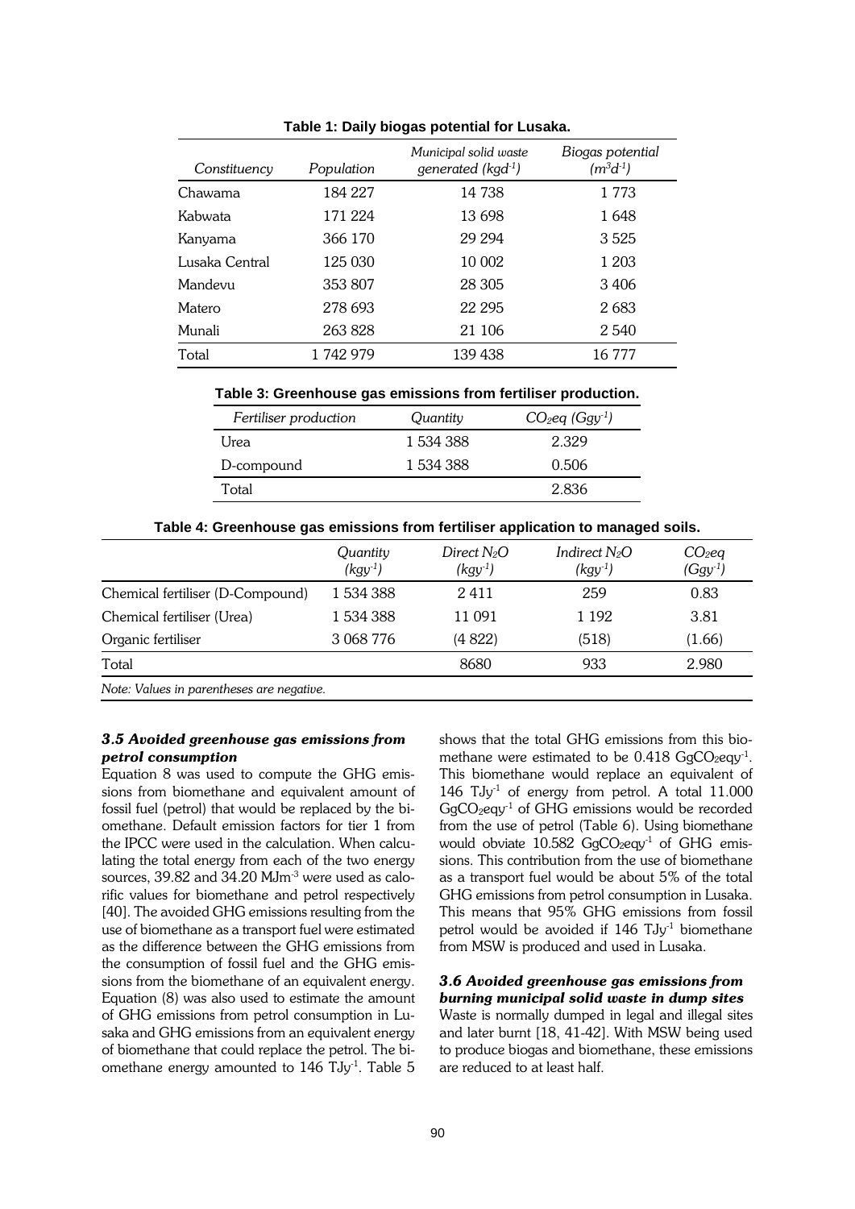**Table 1: Daily biogas potential for Lusaka.**

| *Constituency* | *Population* | *Municipal solid waste generated ($kgd^{-1}$)* | *Biogas potential ($m^3d^{-1}$)* |
|---|---|---|---|
| Chawama | 184 227 | 14 738 | 1 773 |
| Kabwata | 171 224 | 13 698 | 1 648 |
| Kanyama | 366 170 | 29 294 | 3 525 |
| Lusaka Central | 125 030 | 10 002 | 1 203 |
| Mandevu | 353 807 | 28 305 | 3 406 |
| Matero | 278 693 | 22 295 | 2 683 |
| Munali | 263 828 | 21 106 | 2 540 |
| Total | 1 742 979 | 139 438 | 16 777 |

**Table 3: Greenhouse gas emissions from fertiliser production.**

| *Fertiliser production* | *Quantity* | *$CO_2eq$ ($Ggy^{-1}$)* |
|---|---|---|
| Urea | 1 534 388 | 2.329 |
| D-compound | 1 534 388 | 0.506 |
| Total | | 2.836 |

**Table 4: Greenhouse gas emissions from fertiliser application to managed soils.**

| | *Quantity ($kgy^{-1}$)* | *Direct $N_2O$ ($kgy^{-1}$)* | *Indirect $N_2O$ ($kgy^{-1}$)* | *$CO_2eq$ ($Ggy^{-1}$)* |
|---|---|---|---|---|
| Chemical fertiliser (D-Compound) | 1 534 388 | 2 411 | 259 | 0.83 |
| Chemical fertiliser (Urea) | 1 534 388 | 11 091 | 1 192 | 3.81 |
| Organic fertiliser | 3 068 776 | (4 822) | (518) | (1.66) |
| Total | | 8680 | 933 | 2.980 |

*Note: Values in parentheses are negative.*

### *3.5 Avoided greenhouse gas emissions from petrol consumption*

Equation 8 was used to compute the GHG emissions from biomethane and equivalent amount of fossil fuel (petrol) that would be replaced by the biomethane. Default emission factors for tier 1 from the IPCC were used in the calculation. When calculating the total energy from each of the two energy sources, 39.82 and 34.20 $MJm^{-3}$ were used as calorific values for biomethane and petrol respectively [40]. The avoided GHG emissions resulting from the use of biomethane as a transport fuel were estimated as the difference between the GHG emissions from the consumption of fossil fuel and the GHG emissions from the biomethane of an equivalent energy. Equation (8) was also used to estimate the amount of GHG emissions from petrol consumption in Lusaka and GHG emissions from an equivalent energy of biomethane that could replace the petrol. The biomethane energy amounted to 146 $TJy^{-1}$. Table 5 shows that the total GHG emissions from this biomethane were estimated to be 0.418 $GgCO_2eqy^{-1}$. This biomethane would replace an equivalent of 146 $TJy^{-1}$ of energy from petrol. A total 11.000 $GgCO_2eqy^{-1}$ of GHG emissions would be recorded from the use of petrol (Table 6). Using biomethane would obviate 10.582 $GgCO_2eqy^{-1}$ of GHG emissions. This contribution from the use of biomethane as a transport fuel would be about 5% of the total GHG emissions from petrol consumption in Lusaka. This means that 95% GHG emissions from fossil petrol would be avoided if 146 $TJy^{-1}$ biomethane from MSW is produced and used in Lusaka.

### *3.6 Avoided greenhouse gas emissions from burning municipal solid waste in dump sites*

Waste is normally dumped in legal and illegal sites and later burnt [18, 41-42]. With MSW being used to produce biogas and biomethane, these emissions are reduced to at least half.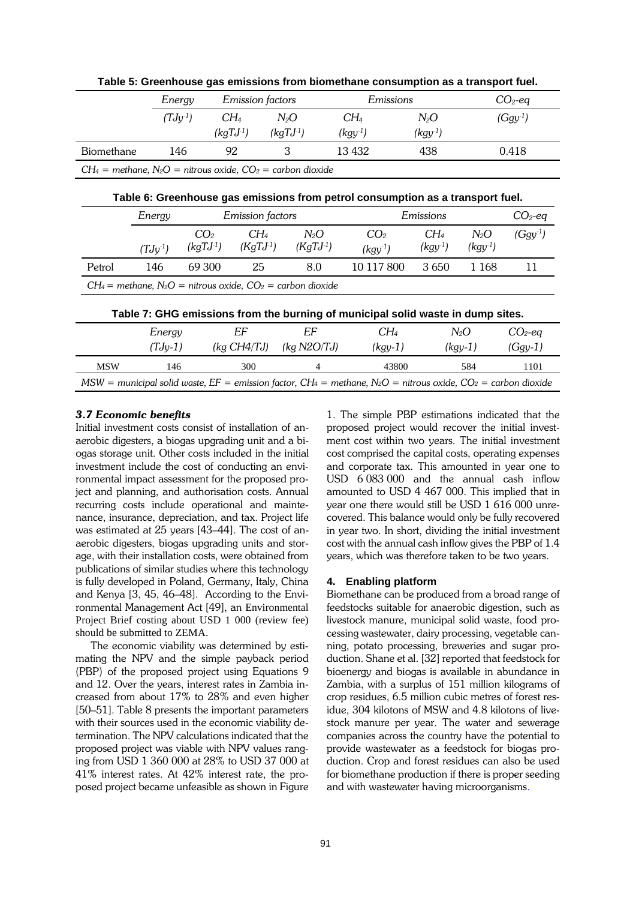**Table 5: Greenhouse gas emissions from biomethane consumption as a transport fuel.**

| | *Energy* | *Emission factors* | | *Emissions* | | *$CO_2$-eq* |
|---|---|---|---|---|---|---|
| | *($TJy^{-1}$)* | *$CH_4$ ($kgTJ^{-1}$)* | *$N_2O$ ($kgTJ^{-1}$)* | *$CH_4$ ($kgy^{-1}$)* | *$N_2O$ ($kgy^{-1}$)* | *($Ggy^{-1}$)* |
| Biomethane | 146 | 92 | 3 | 13 432 | 438 | 0.418 |

*$CH_4$ = methane, $N_2O$ = nitrous oxide, $CO_2$ = carbon dioxide*

**Table 6: Greenhouse gas emissions from petrol consumption as a transport fuel.**

| | *Energy* | *Emission factors* | | | *Emissions* | | | *$CO_2$-eq* |
|---|---|---|---|---|---|---|---|---|
| | *($TJy^{-1}$)* | *$CO_2$ ($kgTJ^{-1}$)* | *$CH_4$ ($KgTJ^{-1}$)* | *$N_2O$ ($KgTJ^{-1}$)* | *$CO_2$ ($kgy^{-1}$)* | *$CH_4$ ($kgy^{-1}$)* | *$N_2O$ ($kgy^{-1}$)* | *($Ggy^{-1}$)* |
| Petrol | 146 | 69 300 | 25 | 8.0 | 10 117 800 | 3 650 | 1 168 | 11 |

*$CH_4$ = methane, $N_2O$ = nitrous oxide, $CO_2$ = carbon dioxide*

**Table 7: GHG emissions from the burning of municipal solid waste in dump sites.**

| | *Energy (TJy-1)* | *EF (kg CH4/TJ)* | *EF (kg N2O/TJ)* | *$CH_4$ (kgy-1)* | *$N_2O$ (kgy-1)* | *$CO_2$-eq (Ggy-1)* |
|---|---|---|---|---|---|---|
| MSW | 146 | 300 | 4 | 43800 | 584 | 1101 |

*MSW = municipal solid waste, EF = emission factor, $CH_4$ = methane, $N_2O$ = nitrous oxide, $CO_2$ = carbon dioxide*

### *3.7 Economic benefits*

Initial investment costs consist of installation of anaerobic digesters, a biogas upgrading unit and a biogas storage unit. Other costs included in the initial investment include the cost of conducting an environmental impact assessment for the proposed project and planning, and authorisation costs. Annual recurring costs include operational and maintenance, insurance, depreciation, and tax. Project life was estimated at 25 years [43–44]. The cost of anaerobic digesters, biogas upgrading units and storage, with their installation costs, were obtained from publications of similar studies where this technology is fully developed in Poland, Germany, Italy, China and Kenya [3, 45, 46–48]. According to the Environmental Management Act [49], an Environmental Project Brief costing about USD 1 000 (review fee) should be submitted to ZEMA.

The economic viability was determined by estimating the NPV and the simple payback period (PBP) of the proposed project using Equations 9 and 12. Over the years, interest rates in Zambia increased from about 17% to 28% and even higher [50–51]. Table 8 presents the important parameters with their sources used in the economic viability determination. The NPV calculations indicated that the proposed project was viable with NPV values ranging from USD 1 360 000 at 28% to USD 37 000 at 41% interest rates. At 42% interest rate, the proposed project became unfeasible as shown in Figure 1. The simple PBP estimations indicated that the proposed project would recover the initial investment cost within two years. The initial investment cost comprised the capital costs, operating expenses and corporate tax. This amounted in year one to USD 6 083 000 and the annual cash inflow amounted to USD 4 467 000. This implied that in year one there would still be USD 1 616 000 unrecovered. This balance would only be fully recovered in year two. In short, dividing the initial investment cost with the annual cash inflow gives the PBP of 1.4 years, which was therefore taken to be two years.

## 4. Enabling platform

Biomethane can be produced from a broad range of feedstocks suitable for anaerobic digestion, such as livestock manure, municipal solid waste, food processing wastewater, dairy processing, vegetable canning, potato processing, breweries and sugar production. Shane et al. [32] reported that feedstock for bioenergy and biogas is available in abundance in Zambia, with a surplus of 151 million kilograms of crop residues, 6.5 million cubic metres of forest residue, 304 kilotons of MSW and 4.8 kilotons of livestock manure per year. The water and sewerage companies across the country have the potential to provide wastewater as a feedstock for biogas production. Crop and forest residues can also be used for biomethane production if there is proper seeding and with wastewater having microorganisms.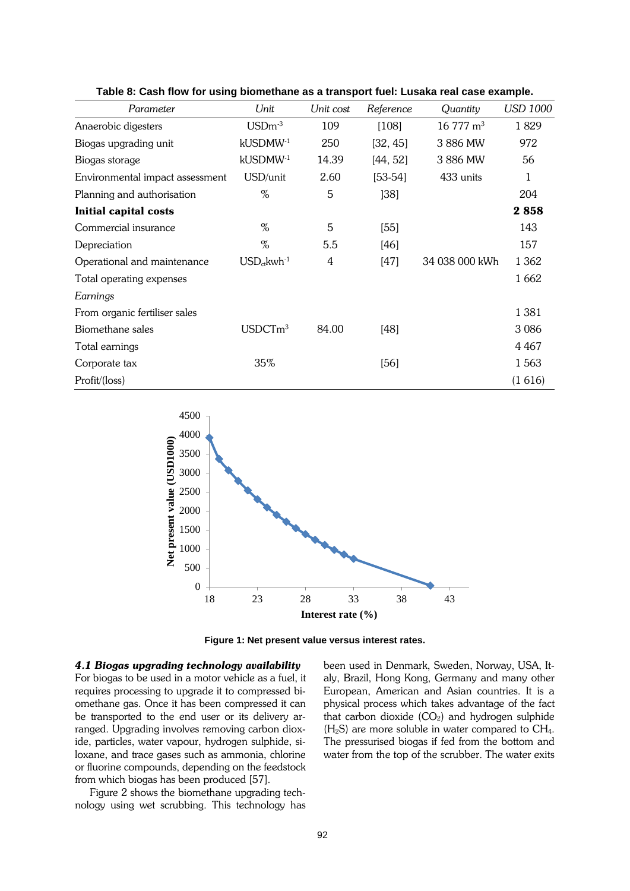**Table 8: Cash flow for using biomethane as a transport fuel: Lusaka real case example.**

| *Parameter* | *Unit* | *Unit cost* | *Reference* | *Quantity* | *USD 1000* |
|---|---|---|---|---|---|
| Anaerobic digesters | $USDm^{-3}$ | 109 | [108] | 16 777 $m^3$ | 1 829 |
| Biogas upgrading unit | $kUSDMW^{-1}$ | 250 | [32, 45] | 3 886 MW | 972 |
| Biogas storage | $kUSDMW^{-1}$ | 14.39 | [44, 52] | 3 886 MW | 56 |
| Environmental impact assessment | USD/unit | 2.60 | [53-54] | 433 units | 1 |
| Planning and authorisation | % | 5 | ]38] | | 204 |
| **Initial capital costs** | | | | | **2 858** |
| Commercial insurance | % | 5 | [55] | | 143 |
| Depreciation | % | 5.5 | [46] | | 157 |
| Operational and maintenance | $USD_{ct}kwh^{-1}$ | 4 | [47] | 34 038 000 kWh | 1 362 |
| Total operating expenses | | | | | 1 662 |
| *Earnings* | | | | | |
| From organic fertiliser sales | | | | | 1 381 |
| Biomethane sales | $USDCTm^3$ | 84.00 | [48] | | 3 086 |
| Total earnings | | | | | 4 467 |
| Corporate tax | 35% | | [56] | | 1 563 |
| Profit/(loss) | | | | | (1 616) |

**Figure 1: Net present value versus interest rates.**

### *4.1 Biogas upgrading technology availability*

For biogas to be used in a motor vehicle as a fuel, it requires processing to upgrade it to compressed biomethane gas. Once it has been compressed it can be transported to the end user or its delivery arranged. Upgrading involves removing carbon dioxide, particles, water vapour, hydrogen sulphide, siloxane, and trace gases such as ammonia, chlorine or fluorine compounds, depending on the feedstock from which biogas has been produced [57].

Figure 2 shows the biomethane upgrading technology using wet scrubbing. This technology has been used in Denmark, Sweden, Norway, USA, Italy, Brazil, Hong Kong, Germany and many other European, American and Asian countries. It is a physical process which takes advantage of the fact that carbon dioxide ($CO_2$) and hydrogen sulphide ($H_2S$) are more soluble in water compared to $CH_4$. The pressurised biogas if fed from the bottom and water from the top of the scrubber. The water exits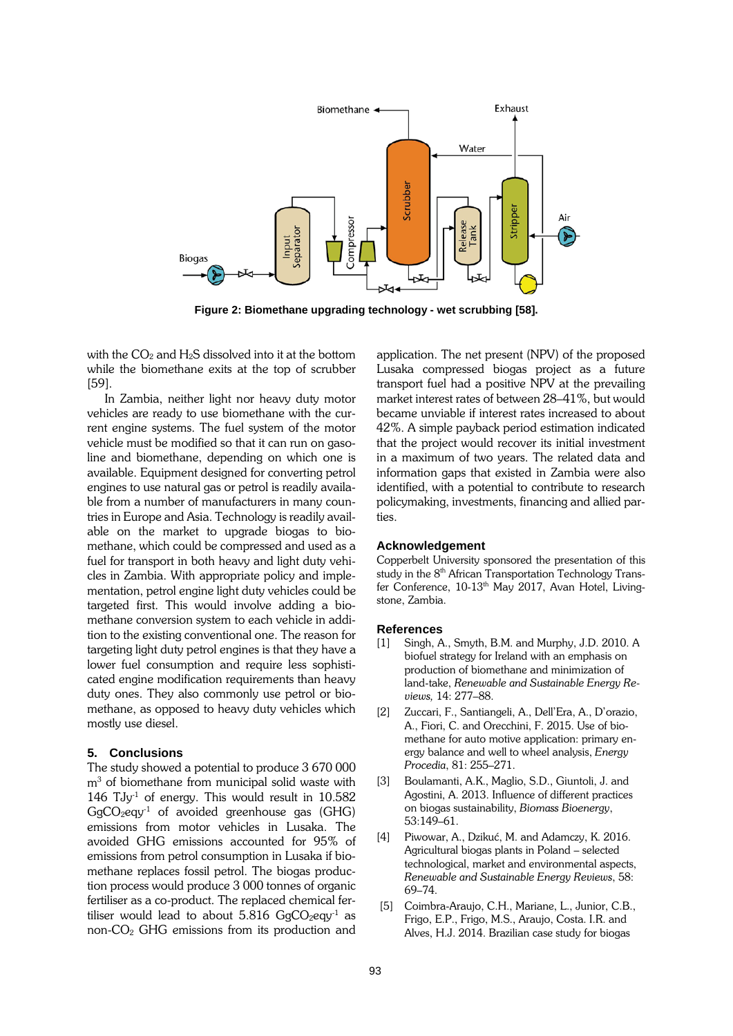Figure 2: Biomethane upgrading technology - wet scrubbing [58].

with the $CO_2$ and $H_2S$ dissolved into it at the bottom while the biomethane exits at the top of scrubber [59].

In Zambia, neither light nor heavy duty motor vehicles are ready to use biomethane with the current engine systems. The fuel system of the motor vehicle must be modified so that it can run on gasoline and biomethane, depending on which one is available. Equipment designed for converting petrol engines to use natural gas or petrol is readily available from a number of manufacturers in many countries in Europe and Asia. Technology is readily available on the market to upgrade biogas to biomethane, which could be compressed and used as a fuel for transport in both heavy and light duty vehicles in Zambia. With appropriate policy and implementation, petrol engine light duty vehicles could be targeted first. This would involve adding a biomethane conversion system to each vehicle in addition to the existing conventional one. The reason for targeting light duty petrol engines is that they have a lower fuel consumption and require less sophisticated engine modification requirements than heavy duty ones. They also commonly use petrol or biomethane, as opposed to heavy duty vehicles which mostly use diesel.

## 5. Conclusions

The study showed a potential to produce 3 670 000 $m^3$ of biomethane from municipal solid waste with 146 $TJy^{-1}$ of energy. This would result in 10.582 $GgCO_2eqy^{-1}$ of avoided greenhouse gas (GHG) emissions from motor vehicles in Lusaka. The avoided GHG emissions accounted for 95% of emissions from petrol consumption in Lusaka if biomethane replaces fossil petrol. The biogas production process would produce 3 000 tonnes of organic fertiliser as a co-product. The replaced chemical fertiliser would lead to about 5.816 $GgCO_2eqy^{-1}$ as non-$CO_2$ GHG emissions from its production and application. The net present (NPV) of the proposed Lusaka compressed biogas project as a future transport fuel had a positive NPV at the prevailing market interest rates of between 28–41%, but would became unviable if interest rates increased to about 42%. A simple payback period estimation indicated that the project would recover its initial investment in a maximum of two years. The related data and information gaps that existed in Zambia were also identified, with a potential to contribute to research policymaking, investments, financing and allied parties.

## Acknowledgement

Copperbelt University sponsored the presentation of this study in the 8th African Transportation Technology Transfer Conference, 10-13th May 2017, Avan Hotel, Livingstone, Zambia.

## References

[1] Singh, A., Smyth, B.M. and Murphy, J.D. 2010. A biofuel strategy for Ireland with an emphasis on production of biomethane and minimization of land-take, *Renewable and Sustainable Energy Reviews,* 14: 277–88.

[2] Zuccari, F., Santiangeli, A., Dell'Era, A., D'orazio, A., Fiori, C. and Orecchini, F. 2015. Use of biomethane for auto motive application: primary energy balance and well to wheel analysis, *Energy Procedia*, 81: 255–271.

[3] Boulamanti, A.K., Maglio, S.D., Giuntoli, J. and Agostini, A. 2013. Influence of different practices on biogas sustainability, *Biomass Bioenergy*, 53:149–61.

[4] Piwowar, A., Dzikuć, M. and Adamczy, K. 2016. Agricultural biogas plants in Poland – selected technological, market and environmental aspects, *Renewable and Sustainable Energy Reviews*, 58: 69–74.

[5] Coimbra-Araujo, C.H., Mariane, L., Junior, C.B., Frigo, E.P., Frigo, M.S., Araujo, Costa. I.R. and Alves, H.J. 2014. Brazilian case study for biogas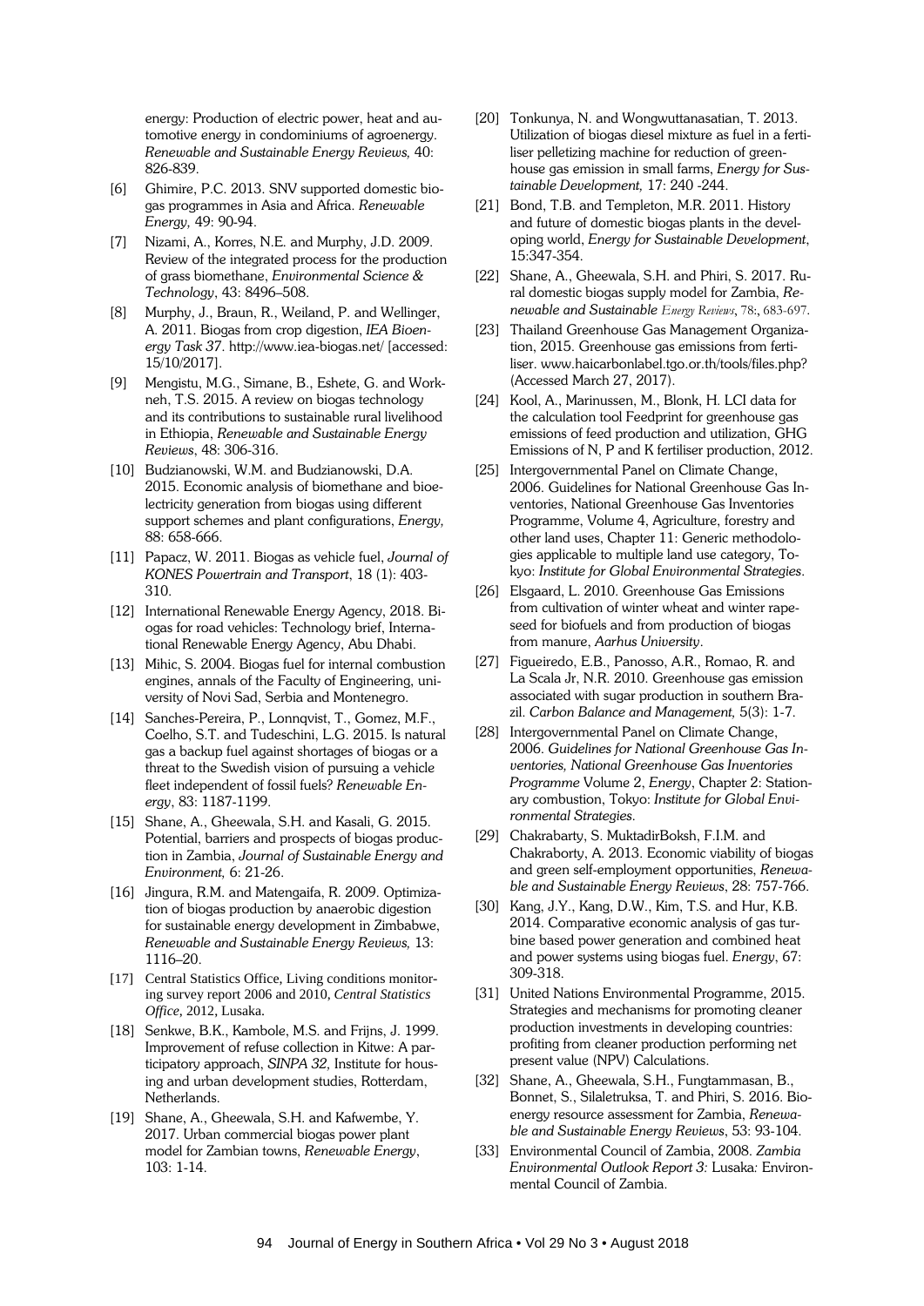energy: Production of electric power, heat and automotive energy in condominiums of agroenergy. *Renewable and Sustainable Energy Reviews,* 40: 826-839.

[6] Ghimire, P.C. 2013. SNV supported domestic biogas programmes in Asia and Africa. *Renewable Energy,* 49: 90-94.

[7] Nizami, A., Korres, N.E. and Murphy, J.D. 2009. Review of the integrated process for the production of grass biomethane, *Environmental Science & Technology*, 43: 8496–508.

[8] Murphy, J., Braun, R., Weiland, P. and Wellinger, A. 2011. Biogas from crop digestion, *IEA Bioenergy Task 37*. http://www.iea-biogas.net/ [accessed: 15/10/2017].

[9] Mengistu, M.G., Simane, B., Eshete, G. and Workneh, T.S. 2015. A review on biogas technology and its contributions to sustainable rural livelihood in Ethiopia, *Renewable and Sustainable Energy Reviews*, 48: 306-316.

[10] Budzianowski, W.M. and Budzianowski, D.A. 2015. Economic analysis of biomethane and bioelectricity generation from biogas using different support schemes and plant configurations, *Energy,* 88: 658-666.

[11] Papacz, W. 2011. Biogas as vehicle fuel, *Journal of KONES Powertrain and Transport*, 18 (1): 403-310.

[12] International Renewable Energy Agency, 2018. Biogas for road vehicles: Technology brief, International Renewable Energy Agency, Abu Dhabi.

[13] Mihic, S. 2004. Biogas fuel for internal combustion engines, annals of the Faculty of Engineering, university of Novi Sad, Serbia and Montenegro.

[14] Sanches-Pereira, P., Lonnqvist, T., Gomez, M.F., Coelho, S.T. and Tudeschini, L.G. 2015. Is natural gas a backup fuel against shortages of biogas or a threat to the Swedish vision of pursuing a vehicle fleet independent of fossil fuels? *Renewable Energy*, 83: 1187-1199.

[15] Shane, A., Gheewala, S.H. and Kasali, G. 2015. Potential, barriers and prospects of biogas production in Zambia, *Journal of Sustainable Energy and Environment,* 6: 21-26.

[16] Jingura, R.M. and Matengaifa, R. 2009. Optimization of biogas production by anaerobic digestion for sustainable energy development in Zimbabwe, *Renewable and Sustainable Energy Reviews,* 13: 1116–20.

[17] Central Statistics Office, Living conditions monitoring survey report 2006 and 2010, *Central Statistics Office,* 2012, Lusaka.

[18] Senkwe, B.K., Kambole, M.S. and Frijns, J. 1999. Improvement of refuse collection in Kitwe: A participatory approach, *SINPA 32,* Institute for housing and urban development studies, Rotterdam, Netherlands.

[19] Shane, A., Gheewala, S.H. and Kafwembe, Y. 2017. Urban commercial biogas power plant model for Zambian towns, *Renewable Energy*, 103: 1-14.

[20] Tonkunya, N. and Wongwuttanasatian, T. 2013. Utilization of biogas diesel mixture as fuel in a fertiliser pelletizing machine for reduction of greenhouse gas emission in small farms, *Energy for Sustainable Development,* 17: 240 -244.

[21] Bond, T.B. and Templeton, M.R. 2011. History and future of domestic biogas plants in the developing world, *Energy for Sustainable Development*, 15:347-354.

[22] Shane, A., Gheewala, S.H. and Phiri, S. 2017. Rural domestic biogas supply model for Zambia, *Renewable and Sustainable Energy Reviews*, 78:, 683-697.

[23] Thailand Greenhouse Gas Management Organization, 2015. Greenhouse gas emissions from fertiliser. www.haicarbonlabel.tgo.or.th/tools/files.php? (Accessed March 27, 2017).

[24] Kool, A., Marinussen, M., Blonk, H. LCI data for the calculation tool Feedprint for greenhouse gas emissions of feed production and utilization, GHG Emissions of N, P and K fertiliser production, 2012.

[25] Intergovernmental Panel on Climate Change, 2006. Guidelines for National Greenhouse Gas Inventories, National Greenhouse Gas Inventories Programme, Volume 4, Agriculture, forestry and other land uses, Chapter 11: Generic methodologies applicable to multiple land use category, Tokyo: *Institute for Global Environmental Strategies*.

[26] Elsgaard, L. 2010. Greenhouse Gas Emissions from cultivation of winter wheat and winter rapeseed for biofuels and from production of biogas from manure, *Aarhus University*.

[27] Figueiredo, E.B., Panosso, A.R., Romao, R. and La Scala Jr, N.R. 2010. Greenhouse gas emission associated with sugar production in southern Brazil. *Carbon Balance and Management,* 5(3): 1-7.

[28] Intergovernmental Panel on Climate Change, 2006. *Guidelines for National Greenhouse Gas Inventories, National Greenhouse Gas Inventories Programme* Volume 2, *Energy*, Chapter 2: Stationary combustion, Tokyo: *Institute for Global Environmental Strategies*.

[29] Chakrabarty, S. MuktadirBoksh, F.I.M. and Chakraborty, A. 2013. Economic viability of biogas and green self-employment opportunities, *Renewable and Sustainable Energy Reviews*, 28: 757-766.

[30] Kang, J.Y., Kang, D.W., Kim, T.S. and Hur, K.B. 2014. Comparative economic analysis of gas turbine based power generation and combined heat and power systems using biogas fuel. *Energy*, 67: 309-318.

[31] United Nations Environmental Programme, 2015. Strategies and mechanisms for promoting cleaner production investments in developing countries: profiting from cleaner production performing net present value (NPV) Calculations.

[32] Shane, A., Gheewala, S.H., Fungtammasan, B., Bonnet, S., Silaletruksa, T. and Phiri, S. 2016. Bioenergy resource assessment for Zambia, *Renewable and Sustainable Energy Reviews*, 53: 93-104.

[33] Environmental Council of Zambia, 2008. *Zambia Environmental Outlook Report 3:* Lusaka*:* Environmental Council of Zambia.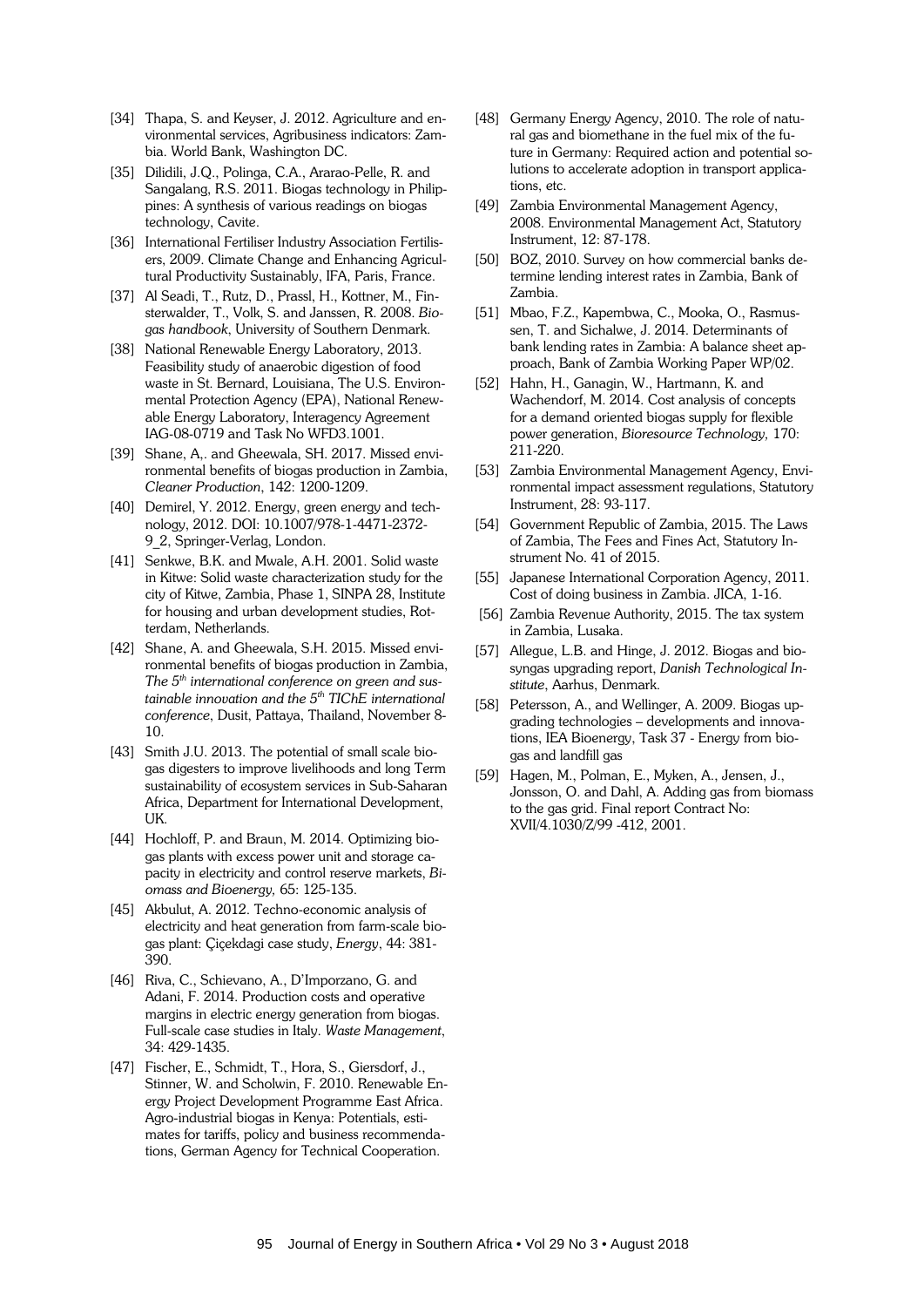[34] Thapa, S. and Keyser, J. 2012. Agriculture and environmental services, Agribusiness indicators: Zambia. World Bank, Washington DC.

[35] Dilidili, J.Q., Polinga, C.A., Ararao-Pelle, R. and Sangalang, R.S. 2011. Biogas technology in Philippines: A synthesis of various readings on biogas technology, Cavite.

[36] International Fertiliser Industry Association Fertilisers, 2009. Climate Change and Enhancing Agricultural Productivity Sustainably, IFA, Paris, France.

[37] Al Seadi, T., Rutz, D., Prassl, H., Kottner, M., Finsterwalder, T., Volk, S. and Janssen, R. 2008. *Biogas handbook*, University of Southern Denmark.

[38] National Renewable Energy Laboratory, 2013. Feasibility study of anaerobic digestion of food waste in St. Bernard, Louisiana, The U.S. Environmental Protection Agency (EPA), National Renewable Energy Laboratory, Interagency Agreement IAG-08-0719 and Task No WFD3.1001.

[39] Shane, A,. and Gheewala, SH. 2017. Missed environmental benefits of biogas production in Zambia, *Cleaner Production*, 142: 1200-1209.

[40] Demirel, Y. 2012. Energy, green energy and technology, 2012. DOI: 10.1007/978-1-4471-2372-9_2, Springer-Verlag, London.

[41] Senkwe, B.K. and Mwale, A.H. 2001. Solid waste in Kitwe: Solid waste characterization study for the city of Kitwe, Zambia, Phase 1, SINPA 28, Institute for housing and urban development studies, Rotterdam, Netherlands.

[42] Shane, A. and Gheewala, S.H. 2015. Missed environmental benefits of biogas production in Zambia, *The 5th international conference on green and sustainable innovation and the 5th TIChE international conference*, Dusit, Pattaya, Thailand, November 8-10.

[43] Smith J.U. 2013. The potential of small scale biogas digesters to improve livelihoods and long Term sustainability of ecosystem services in Sub-Saharan Africa, Department for International Development, UK.

[44] Hochloff, P. and Braun, M. 2014. Optimizing biogas plants with excess power unit and storage capacity in electricity and control reserve markets, *Biomass and Bioenergy,* 65: 125-135.

[45] Akbulut, A. 2012. Techno-economic analysis of electricity and heat generation from farm-scale biogas plant: Çiçekdagi case study, *Energy*, 44: 381-390.

[46] Riva, C., Schievano, A., D'Imporzano, G. and Adani, F. 2014. Production costs and operative margins in electric energy generation from biogas. Full-scale case studies in Italy. *Waste Management*, 34: 429-1435.

[47] Fischer, E., Schmidt, T., Hora, S., Giersdorf, J., Stinner, W. and Scholwin, F. 2010. Renewable Energy Project Development Programme East Africa. Agro-industrial biogas in Kenya: Potentials, estimates for tariffs, policy and business recommendations, German Agency for Technical Cooperation.

[48] Germany Energy Agency, 2010. The role of natural gas and biomethane in the fuel mix of the future in Germany: Required action and potential solutions to accelerate adoption in transport applications, etc.

[49] Zambia Environmental Management Agency, 2008. Environmental Management Act, Statutory Instrument, 12: 87-178.

[50] BOZ, 2010. Survey on how commercial banks determine lending interest rates in Zambia, Bank of Zambia.

[51] Mbao, F.Z., Kapembwa, C., Mooka, O., Rasmussen, T. and Sichalwe, J. 2014. Determinants of bank lending rates in Zambia: A balance sheet approach, Bank of Zambia Working Paper WP/02.

[52] Hahn, H., Ganagin, W., Hartmann, K. and Wachendorf, M. 2014. Cost analysis of concepts for a demand oriented biogas supply for flexible power generation, *Bioresource Technology,* 170: 211-220.

[53] Zambia Environmental Management Agency, Environmental impact assessment regulations, Statutory Instrument, 28: 93-117.

[54] Government Republic of Zambia, 2015. The Laws of Zambia, The Fees and Fines Act, Statutory Instrument No. 41 of 2015.

[55] Japanese International Corporation Agency, 2011. Cost of doing business in Zambia. JICA, 1-16.

[56] Zambia Revenue Authority, 2015. The tax system in Zambia, Lusaka.

[57] Allegue, L.B. and Hinge, J. 2012. Biogas and biosyngas upgrading report, *Danish Technological Institute*, Aarhus, Denmark.

[58] Petersson, A., and Wellinger, A. 2009. Biogas upgrading technologies – developments and innovations, IEA Bioenergy, Task 37 - Energy from biogas and landfill gas

[59] Hagen, M., Polman, E., Myken, A., Jensen, J., Jonsson, O. and Dahl, A. Adding gas from biomass to the gas grid. Final report Contract No: XVII/4.1030/Z/99 -412, 2001.